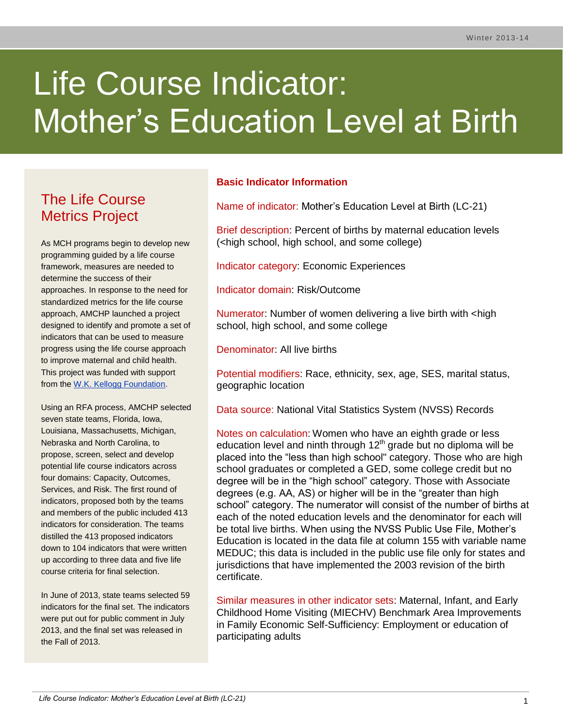Winter 2013-14

# Life Course Indicator: Mother's Education Level at Birth

## The Life Course Metrics Project

As MCH programs begin to develop new programming guided by a life course framework, measures are needed to determine the success of their approaches. In response to the need for standardized metrics for the life course approach, AMCHP launched a project designed to identify and promote a set of indicators that can be used to measure progress using the life course approach to improve maternal and child health. This project was funded with support from the W.K. Kellogg Foundation.

Using an RFA process, AMCHP selected seven state teams, Florida, Iowa, Louisiana, Massachusetts, Michigan, Nebraska and North Carolina, to propose, screen, select and develop potential life course indicators across four domains: Capacity, Outcomes, Services, and Risk. The first round of indicators, proposed both by the teams and members of the public included 413 indicators for consideration. The teams distilled the 413 proposed indicators down to 104 indicators that were written up according to three data and five life course criteria for final selection.

In June of 2013, state teams selected 59 indicators for the final set. The indicators were put out for public comment in July 2013, and the final set was released in the Fall of 2013.

### Basic Indicator Information

Name of indicator: Mother's Education Level at Birth (LC-21)

Brief description: Percent of births by maternal education levels (<high school, high school, and some college)

Indicator category: Economic Experiences

Indicator domain: Risk/Outcome

Numerator: Number of women delivering a live birth with <high school, high school, and some college

Denominator: All live births

Potential modifiers: Race, ethnicity, sex, age, SES, marital status, geographic location

Data source: National Vital Statistics System (NVSS) Records

Notes on calculation: Women who have an eighth grade or less education level and ninth through 12th grade but no diploma will be placed into the "less than high school" category. Those who are high school graduates or completed a GED, some college credit but no degree will be in the "high school" category. Those with Associate degrees (e.g. AA, AS) or higher will be in the "greater than high school" category. The numerator will consist of the number of births at each of the noted education levels and the denominator for each will be total live births. When using the NVSS Public Use File, Mother's Education is located in the data file at column 155 with variable name MEDUC; this data is included in the public use file only for states and jurisdictions that have implemented the 2003 revision of the birth certificate.

Similar measures in other indicator sets: Maternal, Infant, and Early Childhood Home Visiting (MIECHV) Benchmark Area Improvements in Family Economic Self-Sufficiency: Employment or education of participating adults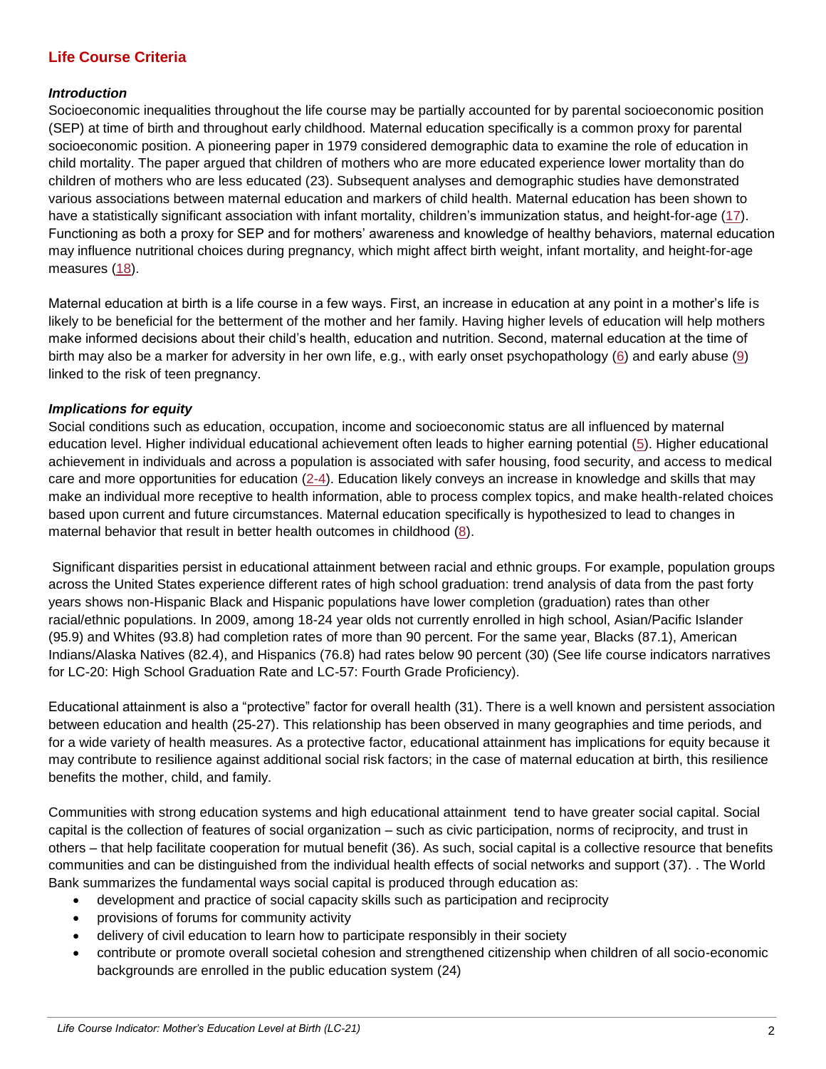## Life Course Criteria

### *Introduction*

Socioeconomic inequalities throughout the life course may be partially accounted for by parental socioeconomic position (SEP) at time of birth and throughout early childhood. Maternal education specifically is a common proxy for parental socioeconomic position. A pioneering paper in 1979 considered demographic data to examine the role of education in child mortality. The paper argued that children of mothers who are more educated experience lower mortality than do children of mothers who are less educated (23). Subsequent analyses and demographic studies have demonstrated various associations between maternal education and markers of child health. Maternal education has been shown to have a statistically significant association with infant mortality, children's immunization status, and height-for-age (17). Functioning as both a proxy for SEP and for mothers' awareness and knowledge of healthy behaviors, maternal education may influence nutritional choices during pregnancy, which might affect birth weight, infant mortality, and height-for-age measures (18).

Maternal education at birth is a life course in a few ways. First, an increase in education at any point in a mother's life is likely to be beneficial for the betterment of the mother and her family. Having higher levels of education will help mothers make informed decisions about their child's health, education and nutrition. Second, maternal education at the time of birth may also be a marker for adversity in her own life, e.g., with early onset psychopathology (6) and early abuse (9) linked to the risk of teen pregnancy.

### *Implications for equity*

Social conditions such as education, occupation, income and socioeconomic status are all influenced by maternal education level. Higher individual educational achievement often leads to higher earning potential (5). Higher educational achievement in individuals and across a population is associated with safer housing, food security, and access to medical care and more opportunities for education (2-4). Education likely conveys an increase in knowledge and skills that may make an individual more receptive to health information, able to process complex topics, and make health-related choices based upon current and future circumstances. Maternal education specifically is hypothesized to lead to changes in maternal behavior that result in better health outcomes in childhood (8).

Significant disparities persist in educational attainment between racial and ethnic groups. For example, population groups across the United States experience different rates of high school graduation: trend analysis of data from the past forty years shows non-Hispanic Black and Hispanic populations have lower completion (graduation) rates than other racial/ethnic populations. In 2009, among 18-24 year olds not currently enrolled in high school, Asian/Pacific Islander (95.9) and Whites (93.8) had completion rates of more than 90 percent. For the same year, Blacks (87.1), American Indians/Alaska Natives (82.4), and Hispanics (76.8) had rates below 90 percent (30) (See life course indicators narratives for LC-20: High School Graduation Rate and LC-57: Fourth Grade Proficiency).

Educational attainment is also a "protective" factor for overall health (31). There is a well known and persistent association between education and health (25-27). This relationship has been observed in many geographies and time periods, and for a wide variety of health measures. As a protective factor, educational attainment has implications for equity because it may contribute to resilience against additional social risk factors; in the case of maternal education at birth, this resilience benefits the mother, child, and family.

Communities with strong education systems and high educational attainment tend to have greater social capital. Social capital is the collection of features of social organization – such as civic participation, norms of reciprocity, and trust in others – that help facilitate cooperation for mutual benefit (36). As such, social capital is a collective resource that benefits communities and can be distinguished from the individual health effects of social networks and support (37). . The World Bank summarizes the fundamental ways social capital is produced through education as:

- development and practice of social capacity skills such as participation and reciprocity
- provisions of forums for community activity
- delivery of civil education to learn how to participate responsibly in their society
- contribute or promote overall societal cohesion and strengthened citizenship when children of all socio-economic backgrounds are enrolled in the public education system (24)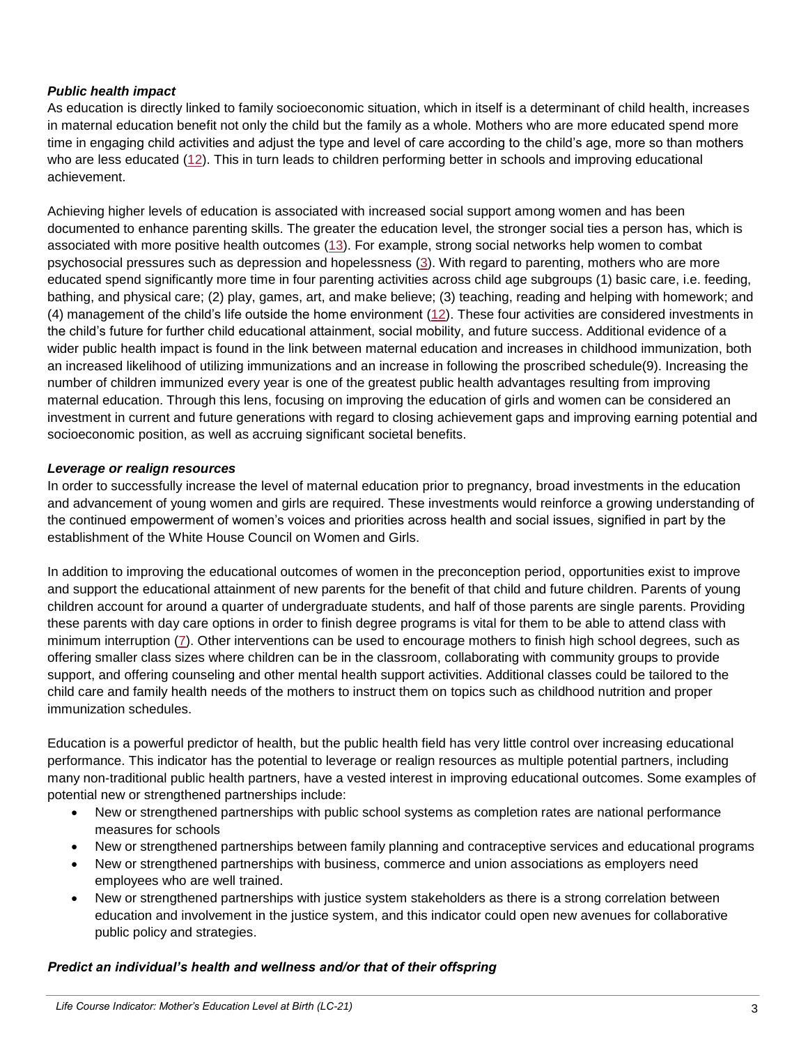### *Public health impact*

As education is directly linked to family socioeconomic situation, which in itself is a determinant of child health, increases in maternal education benefit not only the child but the family as a whole. Mothers who are more educated spend more time in engaging child activities and adjust the type and level of care according to the child's age, more so than mothers who are less educated (12). This in turn leads to children performing better in schools and improving educational achievement.

Achieving higher levels of education is associated with increased social support among women and has been documented to enhance parenting skills. The greater the education level, the stronger social ties a person has, which is associated with more positive health outcomes (13). For example, strong social networks help women to combat psychosocial pressures such as depression and hopelessness (3). With regard to parenting, mothers who are more educated spend significantly more time in four parenting activities across child age subgroups (1) basic care, i.e. feeding, bathing, and physical care; (2) play, games, art, and make believe; (3) teaching, reading and helping with homework; and (4) management of the child's life outside the home environment (12). These four activities are considered investments in the child's future for further child educational attainment, social mobility, and future success. Additional evidence of a wider public health impact is found in the link between maternal education and increases in childhood immunization, both an increased likelihood of utilizing immunizations and an increase in following the proscribed schedule(9). Increasing the number of children immunized every year is one of the greatest public health advantages resulting from improving maternal education. Through this lens, focusing on improving the education of girls and women can be considered an investment in current and future generations with regard to closing achievement gaps and improving earning potential and socioeconomic position, as well as accruing significant societal benefits.

### *Leverage or realign resources*

In order to successfully increase the level of maternal education prior to pregnancy, broad investments in the education and advancement of young women and girls are required. These investments would reinforce a growing understanding of the continued empowerment of women's voices and priorities across health and social issues, signified in part by the establishment of the White House Council on Women and Girls.

In addition to improving the educational outcomes of women in the preconception period, opportunities exist to improve and support the educational attainment of new parents for the benefit of that child and future children. Parents of young children account for around a quarter of undergraduate students, and half of those parents are single parents. Providing these parents with day care options in order to finish degree programs is vital for them to be able to attend class with minimum interruption (7). Other interventions can be used to encourage mothers to finish high school degrees, such as offering smaller class sizes where children can be in the classroom, collaborating with community groups to provide support, and offering counseling and other mental health support activities. Additional classes could be tailored to the child care and family health needs of the mothers to instruct them on topics such as childhood nutrition and proper immunization schedules.

Education is a powerful predictor of health, but the public health field has very little control over increasing educational performance. This indicator has the potential to leverage or realign resources as multiple potential partners, including many non-traditional public health partners, have a vested interest in improving educational outcomes. Some examples of potential new or strengthened partnerships include:

- New or strengthened partnerships with public school systems as completion rates are national performance measures for schools
- New or strengthened partnerships between family planning and contraceptive services and educational programs
- New or strengthened partnerships with business, commerce and union associations as employers need employees who are well trained.
- New or strengthened partnerships with justice system stakeholders as there is a strong correlation between education and involvement in the justice system, and this indicator could open new avenues for collaborative public policy and strategies.

### *Predict an individual's health and wellness and/or that of their offspring*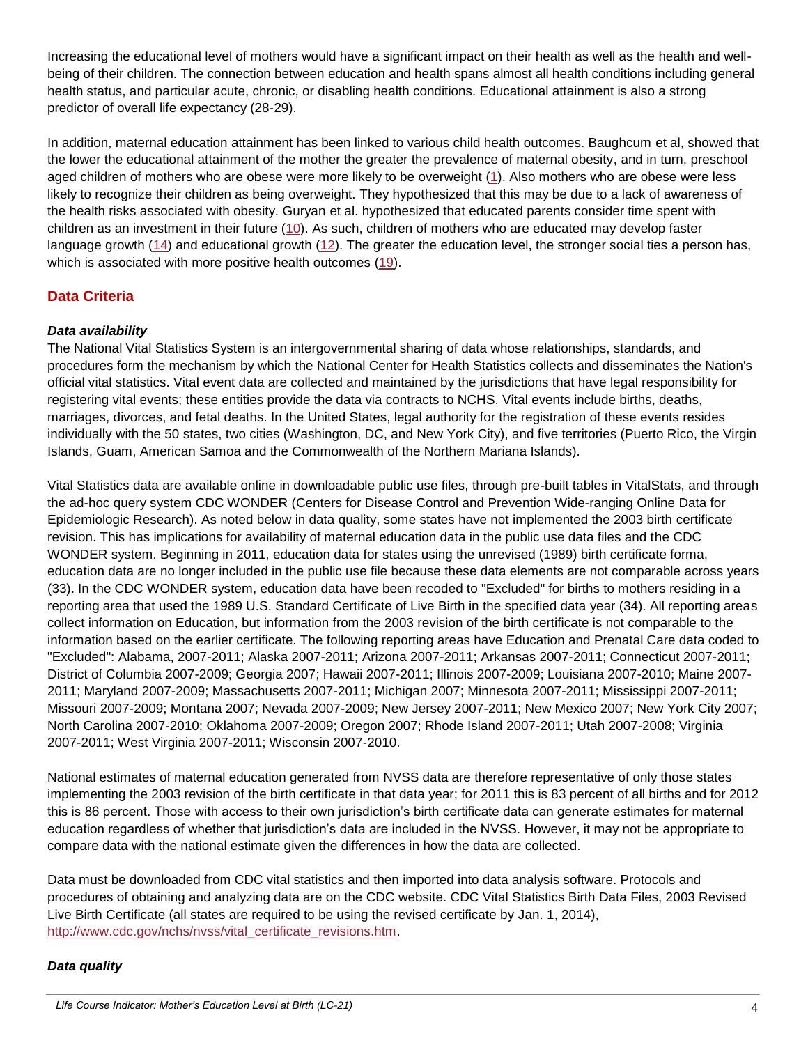Increasing the educational level of mothers would have a significant impact on their health as well as the health and well-being of their children. The connection between education and health spans almost all health conditions including general health status, and particular acute, chronic, or disabling health conditions. Educational attainment is also a strong predictor of overall life expectancy (28-29).

In addition, maternal education attainment has been linked to various child health outcomes. Baughcum et al, showed that the lower the educational attainment of the mother the greater the prevalence of maternal obesity, and in turn, preschool aged children of mothers who are obese were more likely to be overweight (1). Also mothers who are obese were less likely to recognize their children as being overweight. They hypothesized that this may be due to a lack of awareness of the health risks associated with obesity. Guryan et al. hypothesized that educated parents consider time spent with children as an investment in their future (10). As such, children of mothers who are educated may develop faster language growth (14) and educational growth (12). The greater the education level, the stronger social ties a person has, which is associated with more positive health outcomes (19).

## Data Criteria

### *Data availability*

The National Vital Statistics System is an intergovernmental sharing of data whose relationships, standards, and procedures form the mechanism by which the National Center for Health Statistics collects and disseminates the Nation's official vital statistics. Vital event data are collected and maintained by the jurisdictions that have legal responsibility for registering vital events; these entities provide the data via contracts to NCHS. Vital events include births, deaths, marriages, divorces, and fetal deaths. In the United States, legal authority for the registration of these events resides individually with the 50 states, two cities (Washington, DC, and New York City), and five territories (Puerto Rico, the Virgin Islands, Guam, American Samoa and the Commonwealth of the Northern Mariana Islands).

Vital Statistics data are available online in downloadable public use files, through pre-built tables in VitalStats, and through the ad-hoc query system CDC WONDER (Centers for Disease Control and Prevention Wide-ranging Online Data for Epidemiologic Research). As noted below in data quality, some states have not implemented the 2003 birth certificate revision. This has implications for availability of maternal education data in the public use data files and the CDC WONDER system. Beginning in 2011, education data for states using the unrevised (1989) birth certificate forma, education data are no longer included in the public use file because these data elements are not comparable across years (33). In the CDC WONDER system, education data have been recoded to "Excluded" for births to mothers residing in a reporting area that used the 1989 U.S. Standard Certificate of Live Birth in the specified data year (34). All reporting areas collect information on Education, but information from the 2003 revision of the birth certificate is not comparable to the information based on the earlier certificate. The following reporting areas have Education and Prenatal Care data coded to "Excluded": Alabama, 2007-2011; Alaska 2007-2011; Arizona 2007-2011; Arkansas 2007-2011; Connecticut 2007-2011; District of Columbia 2007-2009; Georgia 2007; Hawaii 2007-2011; Illinois 2007-2009; Louisiana 2007-2010; Maine 2007-2011; Maryland 2007-2009; Massachusetts 2007-2011; Michigan 2007; Minnesota 2007-2011; Mississippi 2007-2011; Missouri 2007-2009; Montana 2007; Nevada 2007-2009; New Jersey 2007-2011; New Mexico 2007; New York City 2007; North Carolina 2007-2010; Oklahoma 2007-2009; Oregon 2007; Rhode Island 2007-2011; Utah 2007-2008; Virginia 2007-2011; West Virginia 2007-2011; Wisconsin 2007-2010.

National estimates of maternal education generated from NVSS data are therefore representative of only those states implementing the 2003 revision of the birth certificate in that data year; for 2011 this is 83 percent of all births and for 2012 this is 86 percent. Those with access to their own jurisdiction's birth certificate data can generate estimates for maternal education regardless of whether that jurisdiction's data are included in the NVSS. However, it may not be appropriate to compare data with the national estimate given the differences in how the data are collected.

Data must be downloaded from CDC vital statistics and then imported into data analysis software. Protocols and procedures of obtaining and analyzing data are on the CDC website. CDC Vital Statistics Birth Data Files, 2003 Revised Live Birth Certificate (all states are required to be using the revised certificate by Jan. 1, 2014), http://www.cdc.gov/nchs/nvss/vital_certificate_revisions.htm.

### *Data quality*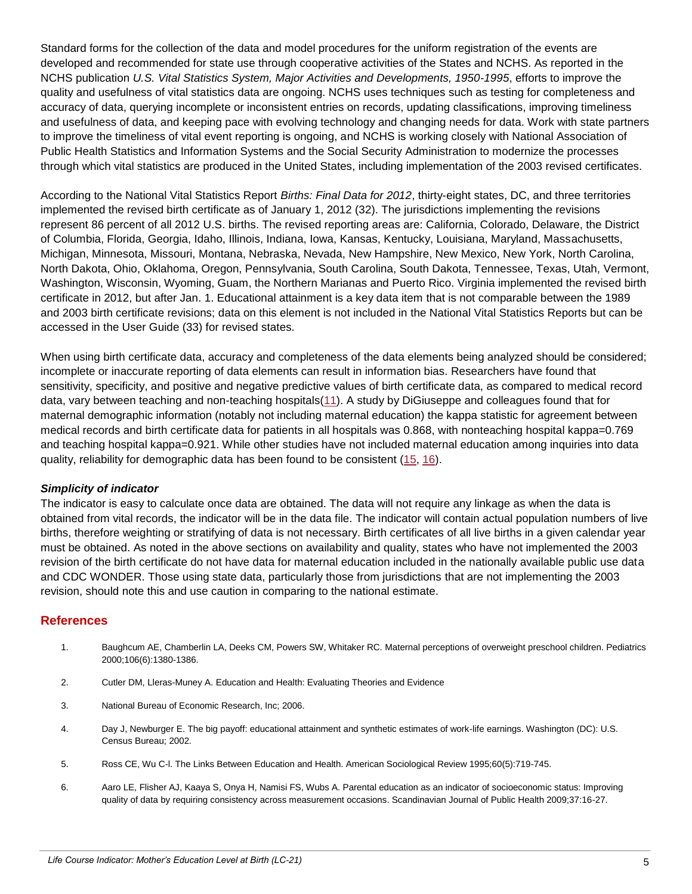Standard forms for the collection of the data and model procedures for the uniform registration of the events are developed and recommended for state use through cooperative activities of the States and NCHS. As reported in the NCHS publication *U.S. Vital Statistics System, Major Activities and Developments, 1950-1995*, efforts to improve the quality and usefulness of vital statistics data are ongoing. NCHS uses techniques such as testing for completeness and accuracy of data, querying incomplete or inconsistent entries on records, updating classifications, improving timeliness and usefulness of data, and keeping pace with evolving technology and changing needs for data. Work with state partners to improve the timeliness of vital event reporting is ongoing, and NCHS is working closely with National Association of Public Health Statistics and Information Systems and the Social Security Administration to modernize the processes through which vital statistics are produced in the United States, including implementation of the 2003 revised certificates.

According to the National Vital Statistics Report *Births: Final Data for 2012*, thirty-eight states, DC, and three territories implemented the revised birth certificate as of January 1, 2012 (32). The jurisdictions implementing the revisions represent 86 percent of all 2012 U.S. births. The revised reporting areas are: California, Colorado, Delaware, the District of Columbia, Florida, Georgia, Idaho, Illinois, Indiana, Iowa, Kansas, Kentucky, Louisiana, Maryland, Massachusetts, Michigan, Minnesota, Missouri, Montana, Nebraska, Nevada, New Hampshire, New Mexico, New York, North Carolina, North Dakota, Ohio, Oklahoma, Oregon, Pennsylvania, South Carolina, South Dakota, Tennessee, Texas, Utah, Vermont, Washington, Wisconsin, Wyoming, Guam, the Northern Marianas and Puerto Rico. Virginia implemented the revised birth certificate in 2012, but after Jan. 1. Educational attainment is a key data item that is not comparable between the 1989 and 2003 birth certificate revisions; data on this element is not included in the National Vital Statistics Reports but can be accessed in the User Guide (33) for revised states.

When using birth certificate data, accuracy and completeness of the data elements being analyzed should be considered; incomplete or inaccurate reporting of data elements can result in information bias. Researchers have found that sensitivity, specificity, and positive and negative predictive values of birth certificate data, as compared to medical record data, vary between teaching and non-teaching hospitals(11). A study by DiGiuseppe and colleagues found that for maternal demographic information (notably not including maternal education) the kappa statistic for agreement between medical records and birth certificate data for patients in all hospitals was 0.868, with nonteaching hospital kappa=0.769 and teaching hospital kappa=0.921. While other studies have not included maternal education among inquiries into data quality, reliability for demographic data has been found to be consistent (15, 16).

***Simplicity of indicator***

The indicator is easy to calculate once data are obtained. The data will not require any linkage as when the data is obtained from vital records, the indicator will be in the data file. The indicator will contain actual population numbers of live births, therefore weighting or stratifying of data is not necessary. Birth certificates of all live births in a given calendar year must be obtained. As noted in the above sections on availability and quality, states who have not implemented the 2003 revision of the birth certificate do not have data for maternal education included in the nationally available public use data and CDC WONDER. Those using state data, particularly those from jurisdictions that are not implementing the 2003 revision, should note this and use caution in comparing to the national estimate.

## References

1. Baughcum AE, Chamberlin LA, Deeks CM, Powers SW, Whitaker RC. Maternal perceptions of overweight preschool children. Pediatrics 2000;106(6):1380-1386.
2. Cutler DM, Lleras-Muney A. Education and Health: Evaluating Theories and Evidence
3. National Bureau of Economic Research, Inc; 2006.
4. Day J, Newburger E. The big payoff: educational attainment and synthetic estimates of work-life earnings. Washington (DC): U.S. Census Bureau; 2002.
5. Ross CE, Wu C-l. The Links Between Education and Health. American Sociological Review 1995;60(5):719-745.
6. Aaro LE, Flisher AJ, Kaaya S, Onya H, Namisi FS, Wubs A. Parental education as an indicator of socioeconomic status: Improving quality of data by requiring consistency across measurement occasions. Scandinavian Journal of Public Health 2009;37:16-27.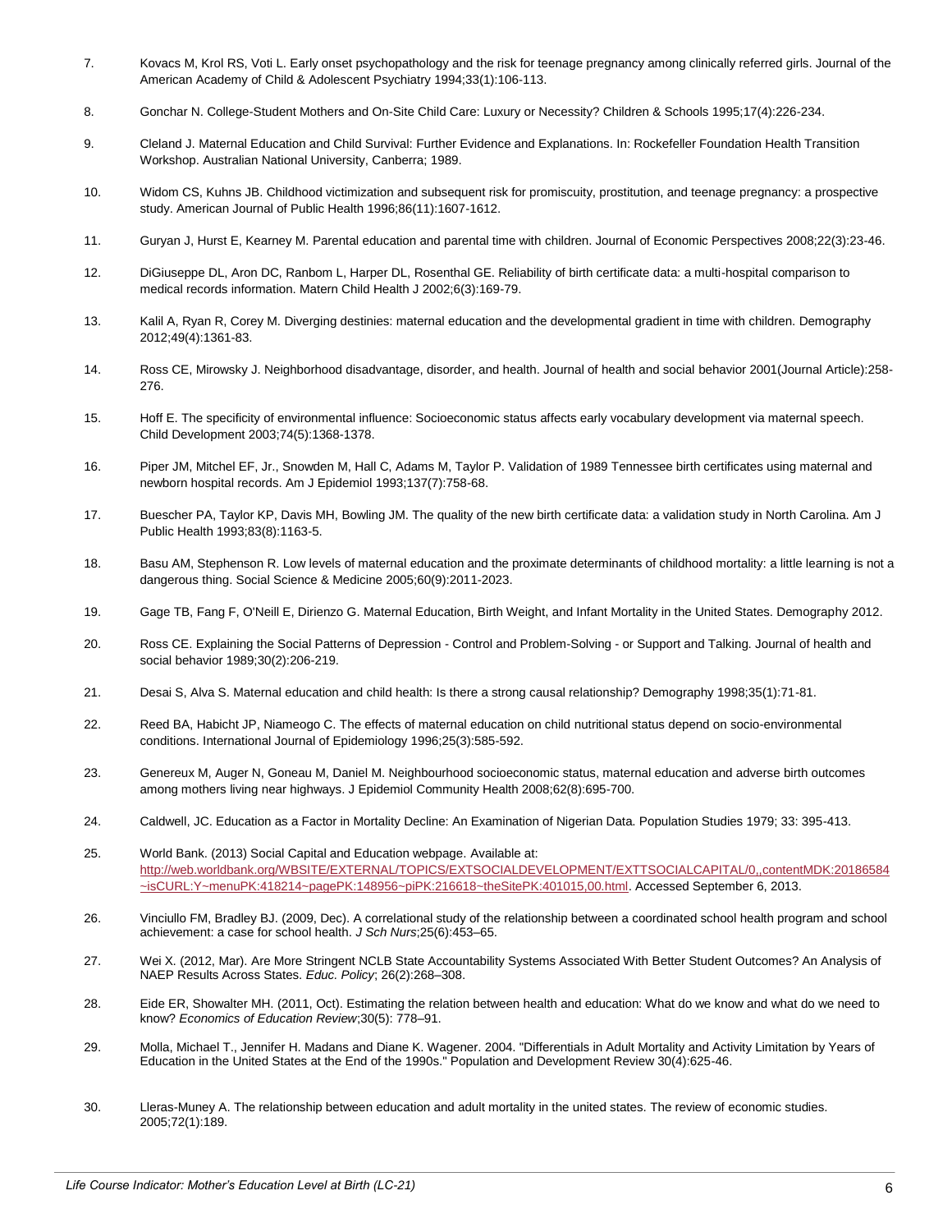7. Kovacs M, Krol RS, Voti L. Early onset psychopathology and the risk for teenage pregnancy among clinically referred girls. Journal of the American Academy of Child & Adolescent Psychiatry 1994;33(1):106-113.

8. Gonchar N. College-Student Mothers and On-Site Child Care: Luxury or Necessity? Children & Schools 1995;17(4):226-234.

9. Cleland J. Maternal Education and Child Survival: Further Evidence and Explanations. In: Rockefeller Foundation Health Transition Workshop. Australian National University, Canberra; 1989.

10. Widom CS, Kuhns JB. Childhood victimization and subsequent risk for promiscuity, prostitution, and teenage pregnancy: a prospective study. American Journal of Public Health 1996;86(11):1607-1612.

11. Guryan J, Hurst E, Kearney M. Parental education and parental time with children. Journal of Economic Perspectives 2008;22(3):23-46.

12. DiGiuseppe DL, Aron DC, Ranbom L, Harper DL, Rosenthal GE. Reliability of birth certificate data: a multi-hospital comparison to medical records information. Matern Child Health J 2002;6(3):169-79.

13. Kalil A, Ryan R, Corey M. Diverging destinies: maternal education and the developmental gradient in time with children. Demography 2012;49(4):1361-83.

14. Ross CE, Mirowsky J. Neighborhood disadvantage, disorder, and health. Journal of health and social behavior 2001(Journal Article):258-276.

15. Hoff E. The specificity of environmental influence: Socioeconomic status affects early vocabulary development via maternal speech. Child Development 2003;74(5):1368-1378.

16. Piper JM, Mitchel EF, Jr., Snowden M, Hall C, Adams M, Taylor P. Validation of 1989 Tennessee birth certificates using maternal and newborn hospital records. Am J Epidemiol 1993;137(7):758-68.

17. Buescher PA, Taylor KP, Davis MH, Bowling JM. The quality of the new birth certificate data: a validation study in North Carolina. Am J Public Health 1993;83(8):1163-5.

18. Basu AM, Stephenson R. Low levels of maternal education and the proximate determinants of childhood mortality: a little learning is not a dangerous thing. Social Science & Medicine 2005;60(9):2011-2023.

19. Gage TB, Fang F, O'Neill E, Dirienzo G. Maternal Education, Birth Weight, and Infant Mortality in the United States. Demography 2012.

20. Ross CE. Explaining the Social Patterns of Depression - Control and Problem-Solving - or Support and Talking. Journal of health and social behavior 1989;30(2):206-219.

21. Desai S, Alva S. Maternal education and child health: Is there a strong causal relationship? Demography 1998;35(1):71-81.

22. Reed BA, Habicht JP, Niameogo C. The effects of maternal education on child nutritional status depend on socio-environmental conditions. International Journal of Epidemiology 1996;25(3):585-592.

23. Genereux M, Auger N, Goneau M, Daniel M. Neighbourhood socioeconomic status, maternal education and adverse birth outcomes among mothers living near highways. J Epidemiol Community Health 2008;62(8):695-700.

24. Caldwell, JC. Education as a Factor in Mortality Decline: An Examination of Nigerian Data. Population Studies 1979; 33: 395-413.

25. World Bank. (2013) Social Capital and Education webpage. Available at: http://web.worldbank.org/WBSITE/EXTERNAL/TOPICS/EXTSOCIALDEVELOPMENT/EXTTSOCIALCAPITAL/0,,contentMDK:20186584~isCURL:Y~menuPK:418214~pagePK:148956~piPK:216618~theSitePK:401015,00.html. Accessed September 6, 2013.

26. Vinciullo FM, Bradley BJ. (2009, Dec). A correlational study of the relationship between a coordinated school health program and school achievement: a case for school health. *J Sch Nurs*;25(6):453–65.

27. Wei X. (2012, Mar). Are More Stringent NCLB State Accountability Systems Associated With Better Student Outcomes? An Analysis of NAEP Results Across States. *Educ. Policy*; 26(2):268–308.

28. Eide ER, Showalter MH. (2011, Oct). Estimating the relation between health and education: What do we know and what do we need to know? *Economics of Education Review*;30(5): 778–91.

29. Molla, Michael T., Jennifer H. Madans and Diane K. Wagener. 2004. "Differentials in Adult Mortality and Activity Limitation by Years of Education in the United States at the End of the 1990s." Population and Development Review 30(4):625-46.

30. Lleras-Muney A. The relationship between education and adult mortality in the united states. The review of economic studies. 2005;72(1):189.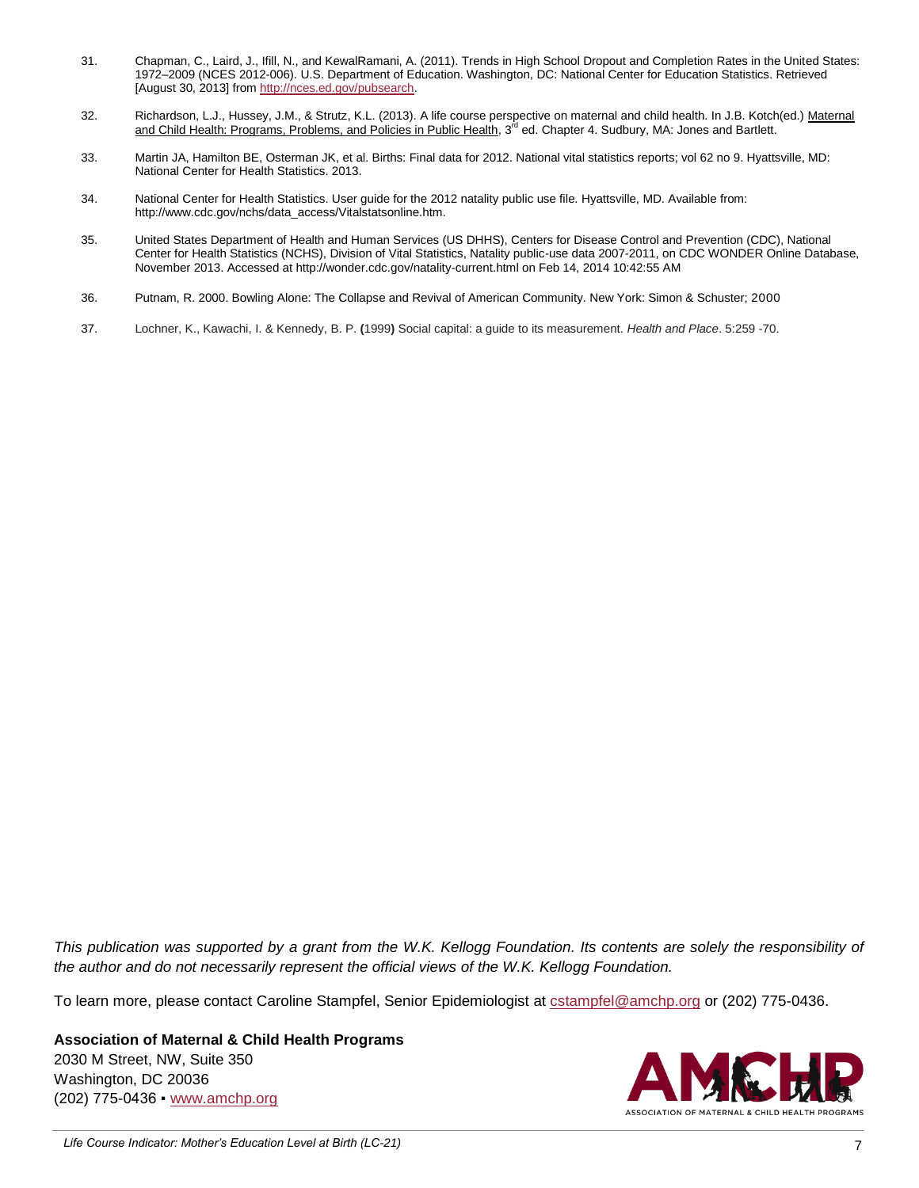31. Chapman, C., Laird, J., Ifill, N., and KewalRamani, A. (2011). Trends in High School Dropout and Completion Rates in the United States: 1972–2009 (NCES 2012-006). U.S. Department of Education. Washington, DC: National Center for Education Statistics. Retrieved [August 30, 2013] from http://nces.ed.gov/pubsearch.

32. Richardson, L.J., Hussey, J.M., & Strutz, K.L. (2013). A life course perspective on maternal and child health. In J.B. Kotch(ed.) Maternal and Child Health: Programs, Problems, and Policies in Public Health, 3rd ed. Chapter 4. Sudbury, MA: Jones and Bartlett.

33. Martin JA, Hamilton BE, Osterman JK, et al. Births: Final data for 2012. National vital statistics reports; vol 62 no 9. Hyattsville, MD: National Center for Health Statistics. 2013.

34. National Center for Health Statistics. User guide for the 2012 natality public use file. Hyattsville, MD. Available from: http://www.cdc.gov/nchs/data_access/Vitalstatsonline.htm.

35. United States Department of Health and Human Services (US DHHS), Centers for Disease Control and Prevention (CDC), National Center for Health Statistics (NCHS), Division of Vital Statistics, Natality public-use data 2007-2011, on CDC WONDER Online Database, November 2013. Accessed at http://wonder.cdc.gov/natality-current.html on Feb 14, 2014 10:42:55 AM

36. Putnam, R. 2000. Bowling Alone: The Collapse and Revival of American Community. New York: Simon & Schuster; 2000

37. Lochner, K., Kawachi, I. & Kennedy, B. P. **(**1999**)** Social capital: a guide to its measurement. *Health and Place*. 5:259 -70.

*This publication was supported by a grant from the W.K. Kellogg Foundation. Its contents are solely the responsibility of the author and do not necessarily represent the official views of the W.K. Kellogg Foundation.*

To learn more, please contact Caroline Stampfel, Senior Epidemiologist at cstampfel@amchp.org or (202) 775-0436.

**Association of Maternal & Child Health Programs**
2030 M Street, NW, Suite 350
Washington, DC 20036
(202) 775-0436 ▪ www.amchp.org

AMCHP
ASSOCIATION OF MATERNAL & CHILD HEALTH PROGRAMS